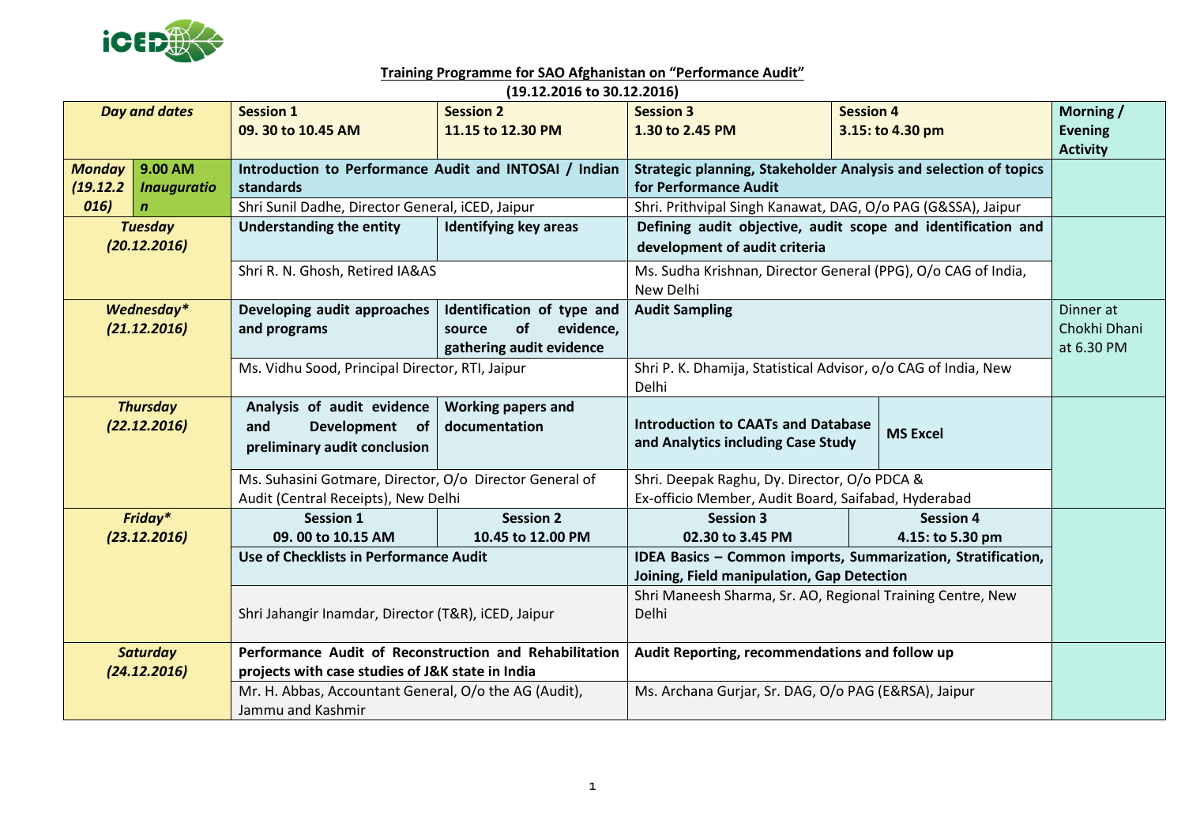iCED

**Training Programme for SAO Afghanistan on "Performance Audit"**

**(19.12.2016 to 30.12.2016)**

| ***Day and dates*** | | **Session 1**<br>**09. 30 to 10.45 AM** | **Session 2**<br>**11.15 to 12.30 PM** | **Session 3**<br>**1.30 to 2.45 PM** | **Session 4**<br>**3.15: to 4.30 pm** | **Morning / Evening Activity** |
|---|---|---|---|---|---|---|
| ***Monday (19.12.2016)*** | ***9.00 AM Inauguration*** | **Introduction to Performance Audit and INTOSAI / Indian standards** | | **Strategic planning, Stakeholder Analysis and selection of topics for Performance Audit** | | |
| | | Shri Sunil Dadhe, Director General, iCED, Jaipur | | Shri. Prithvipal Singh Kanawat, DAG, O/o PAG (G&SSA), Jaipur | | |
| ***Tuesday (20.12.2016)*** | | **Understanding the entity** | **Identifying key areas** | **Defining audit objective, audit scope and identification and development of audit criteria** | | |
| | | Shri R. N. Ghosh, Retired IA&AS | | Ms. Sudha Krishnan, Director General (PPG), O/o CAG of India, New Delhi | | |
| ***Wednesday* (21.12.2016)*** | | **Developing audit approaches and programs** | **Identification of type and source of evidence, gathering audit evidence** | **Audit Sampling** | | Dinner at Chokhi Dhani at 6.30 PM |
| | | Ms. Vidhu Sood, Principal Director, RTI, Jaipur | | Shri P. K. Dhamija, Statistical Advisor, o/o CAG of India, New Delhi | | |
| ***Thursday (22.12.2016)*** | | **Analysis of audit evidence and Development of preliminary audit conclusion** | **Working papers and documentation** | **Introduction to CAATs and Database and Analytics including Case Study** | **MS Excel** | |
| | | Ms. Suhasini Gotmare, Director, O/o Director General of Audit (Central Receipts), New Delhi | | Shri. Deepak Raghu, Dy. Director, O/o PDCA & Ex-officio Member, Audit Board, Saifabad, Hyderabad | | |
| ***Friday* (23.12.2016)*** | | **Session 1**<br>**09. 00 to 10.15 AM** | **Session 2**<br>**10.45 to 12.00 PM** | **Session 3**<br>**02.30 to 3.45 PM** | **Session 4**<br>**4.15: to 5.30 pm** | |
| | | **Use of Checklists in Performance Audit** | | **IDEA Basics – Common imports, Summarization, Stratification, Joining, Field manipulation, Gap Detection** | | |
| | | Shri Jahangir Inamdar, Director (T&R), iCED, Jaipur | | Shri Maneesh Sharma, Sr. AO, Regional Training Centre, New Delhi | | |
| ***Saturday (24.12.2016)*** | | **Performance Audit of Reconstruction and Rehabilitation projects with case studies of J&K state in India** | | **Audit Reporting, recommendations and follow up** | | |
| | | Mr. H. Abbas, Accountant General, O/o the AG (Audit), Jammu and Kashmir | | Ms. Archana Gurjar, Sr. DAG, O/o PAG (E&RSA), Jaipur | | |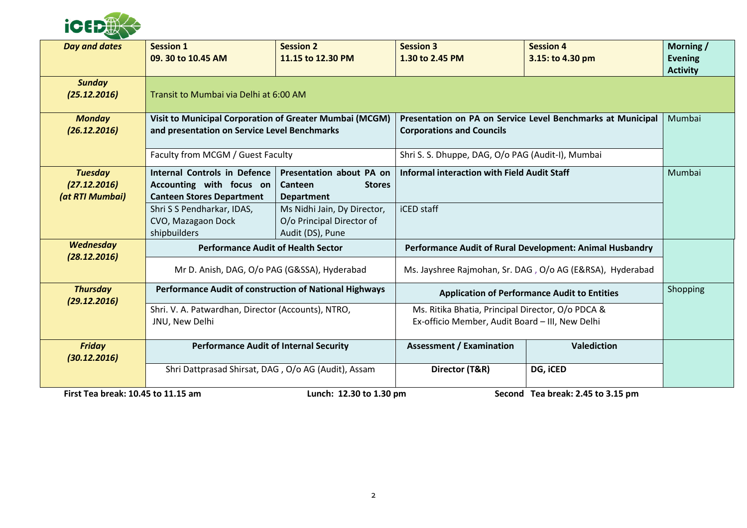| Day and dates | Session 1 09. 30 to 10.45 AM | Session 2 11.15 to 12.30 PM | Session 3 1.30 to 2.45 PM | Session 4 3.15: to 4.30 pm | Morning / Evening Activity |
|---|---|---|---|---|---|
| *Sunday (25.12.2016)* | Transit to Mumbai via Delhi at 6:00 AM | | | | |
| *Monday (26.12.2016)* | **Visit to Municipal Corporation of Greater Mumbai (MCGM) and presentation on Service Level Benchmarks** | | **Presentation on PA on Service Level Benchmarks at Municipal Corporations and Councils** | | Mumbai |
| | Faculty from MCGM / Guest Faculty | | Shri S. S. Dhuppe, DAG, O/o PAG (Audit-I), Mumbai | | |
| *Tuesday (27.12.2016) (at RTI Mumbai)* | **Internal Controls in Defence Accounting with focus on Canteen Stores Department** | **Presentation about PA on Canteen Stores Department** | **Informal interaction with Field Audit Staff** | | Mumbai |
| | Shri S S Pendharkar, IDAS, CVO, Mazagaon Dock shipbuilders | Ms Nidhi Jain, Dy Director, O/o Principal Director of Audit (DS), Pune | iCED staff | | |
| *Wednesday (28.12.2016)* | **Performance Audit of Health Sector** | | **Performance Audit of Rural Development: Animal Husbandry** | | |
| | Mr D. Anish, DAG, O/o PAG (G&SSA), Hyderabad | | Ms. Jayshree Rajmohan, Sr. DAG , O/o AG (E&RSA), Hyderabad | | |
| *Thursday (29.12.2016)* | **Performance Audit of construction of National Highways** | | **Application of Performance Audit to Entities** | | Shopping |
| | Shri. V. A. Patwardhan, Director (Accounts), NTRO, JNU, New Delhi | | Ms. Ritika Bhatia, Principal Director, O/o PDCA & Ex-officio Member, Audit Board – III, New Delhi | | |
| *Friday (30.12.2016)* | **Performance Audit of Internal Security** | | **Assessment / Examination** | **Valediction** | |
| | Shri Dattprasad Shirsat, DAG , O/o AG (Audit), Assam | | **Director (T&R)** | **DG, iCED** | |

**First Tea break: 10.45 to 11.15 am** **Lunch: 12.30 to 1.30 pm** **Second Tea break: 2.45 to 3.15 pm**